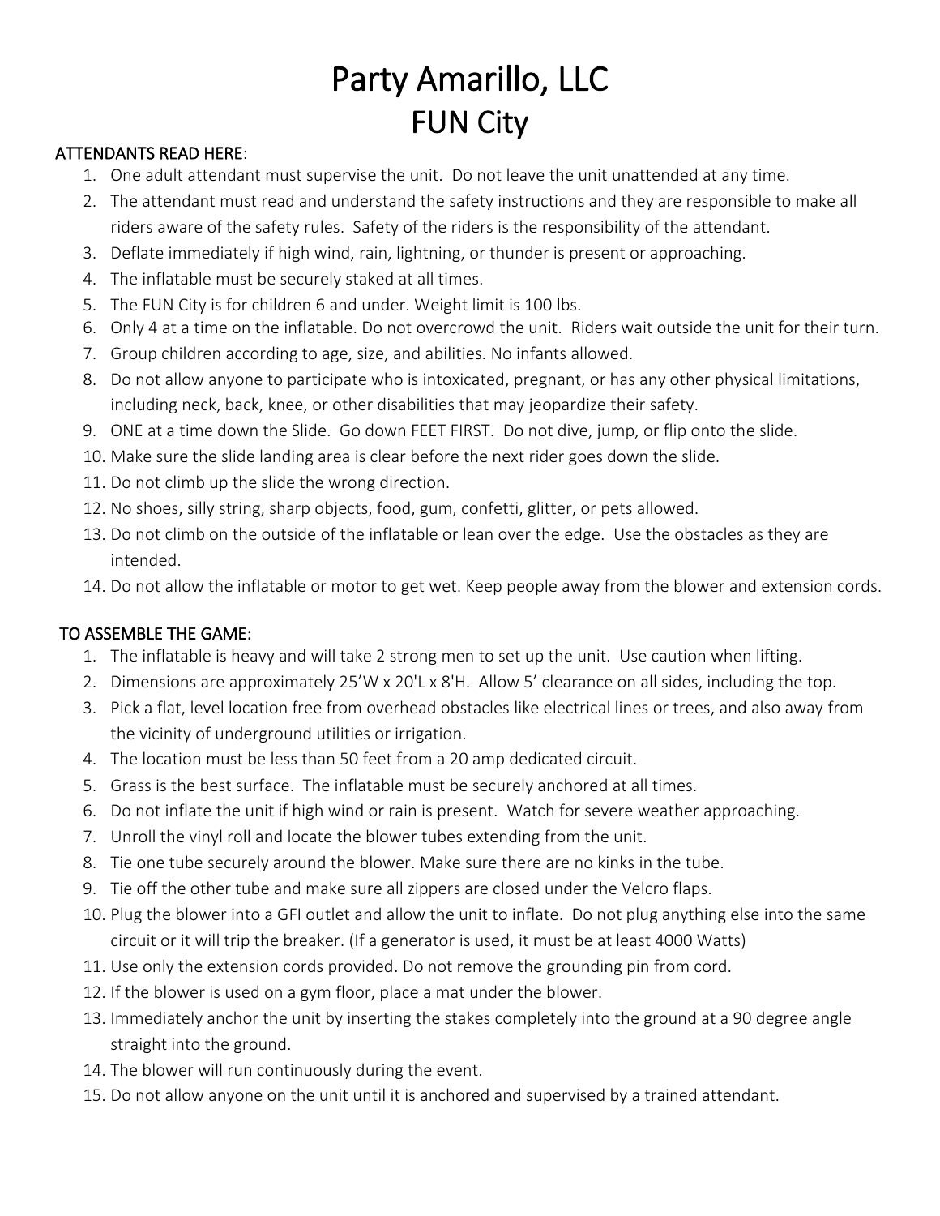# Party Amarillo, LLC
# FUN City

**ATTENDANTS READ HERE**:

1. One adult attendant must supervise the unit. Do not leave the unit unattended at any time.
2. The attendant must read and understand the safety instructions and they are responsible to make all riders aware of the safety rules. Safety of the riders is the responsibility of the attendant.
3. Deflate immediately if high wind, rain, lightning, or thunder is present or approaching.
4. The inflatable must be securely staked at all times.
5. The FUN City is for children 6 and under. Weight limit is 100 lbs.
6. Only 4 at a time on the inflatable. Do not overcrowd the unit. Riders wait outside the unit for their turn.
7. Group children according to age, size, and abilities. No infants allowed.
8. Do not allow anyone to participate who is intoxicated, pregnant, or has any other physical limitations, including neck, back, knee, or other disabilities that may jeopardize their safety.
9. ONE at a time down the Slide. Go down FEET FIRST. Do not dive, jump, or flip onto the slide.
10. Make sure the slide landing area is clear before the next rider goes down the slide.
11. Do not climb up the slide the wrong direction.
12. No shoes, silly string, sharp objects, food, gum, confetti, glitter, or pets allowed.
13. Do not climb on the outside of the inflatable or lean over the edge. Use the obstacles as they are intended.
14. Do not allow the inflatable or motor to get wet. Keep people away from the blower and extension cords.

**TO ASSEMBLE THE GAME:**

1. The inflatable is heavy and will take 2 strong men to set up the unit. Use caution when lifting.
2. Dimensions are approximately 25'W x 20'L x 8'H. Allow 5' clearance on all sides, including the top.
3. Pick a flat, level location free from overhead obstacles like electrical lines or trees, and also away from the vicinity of underground utilities or irrigation.
4. The location must be less than 50 feet from a 20 amp dedicated circuit.
5. Grass is the best surface. The inflatable must be securely anchored at all times.
6. Do not inflate the unit if high wind or rain is present. Watch for severe weather approaching.
7. Unroll the vinyl roll and locate the blower tubes extending from the unit.
8. Tie one tube securely around the blower. Make sure there are no kinks in the tube.
9. Tie off the other tube and make sure all zippers are closed under the Velcro flaps.
10. Plug the blower into a GFI outlet and allow the unit to inflate. Do not plug anything else into the same circuit or it will trip the breaker. (If a generator is used, it must be at least 4000 Watts)
11. Use only the extension cords provided. Do not remove the grounding pin from cord.
12. If the blower is used on a gym floor, place a mat under the blower.
13. Immediately anchor the unit by inserting the stakes completely into the ground at a 90 degree angle straight into the ground.
14. The blower will run continuously during the event.
15. Do not allow anyone on the unit until it is anchored and supervised by a trained attendant.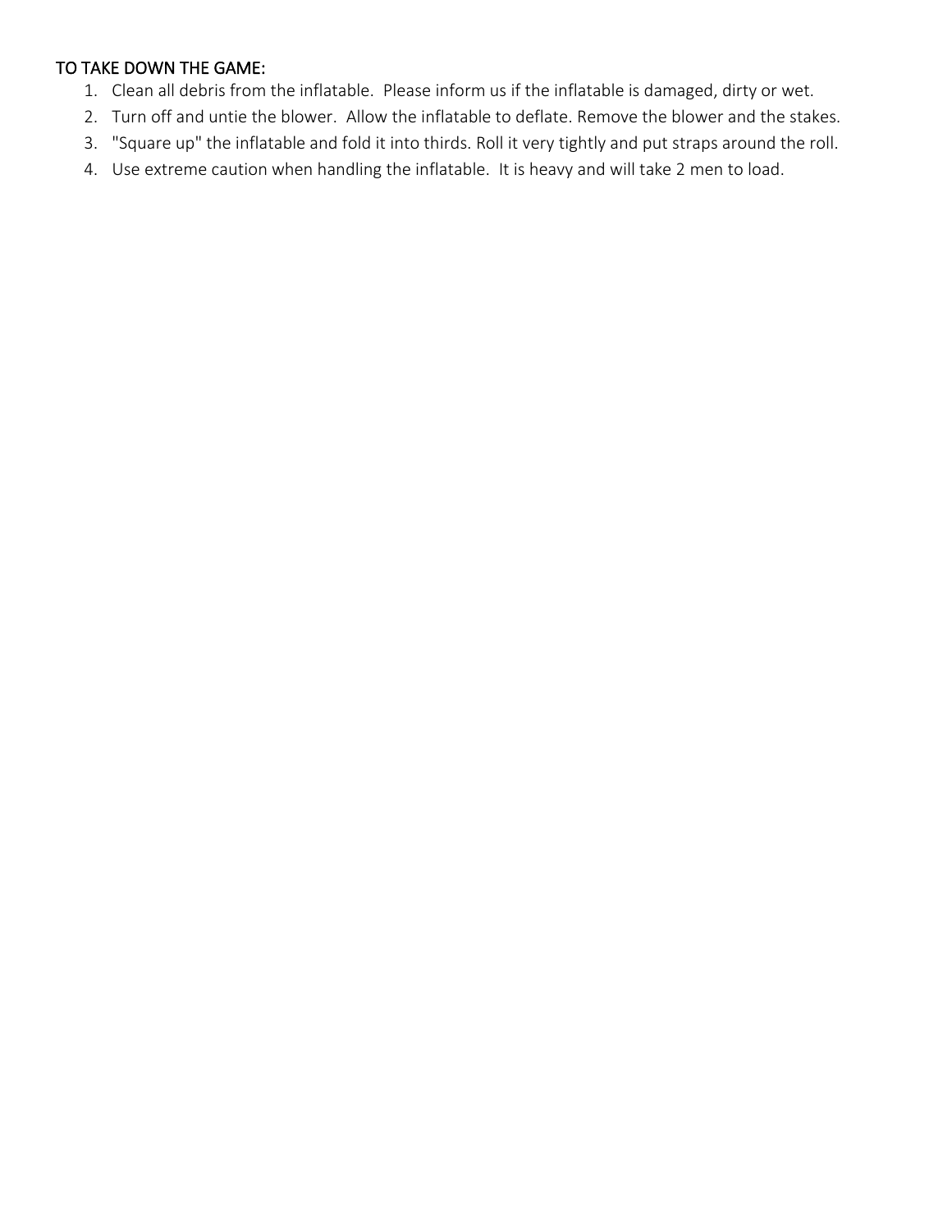## TO TAKE DOWN THE GAME:

1. Clean all debris from the inflatable. Please inform us if the inflatable is damaged, dirty or wet.
2. Turn off and untie the blower. Allow the inflatable to deflate. Remove the blower and the stakes.
3. "Square up" the inflatable and fold it into thirds. Roll it very tightly and put straps around the roll.
4. Use extreme caution when handling the inflatable. It is heavy and will take 2 men to load.